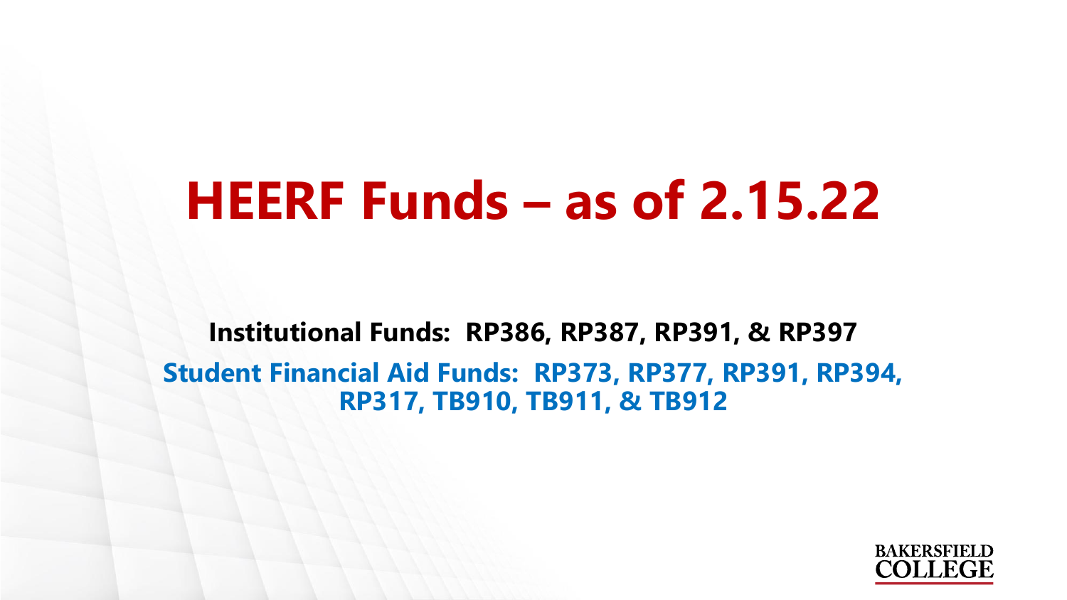# HEERF Funds – as of 2.15.22

**Institutional Funds: RP386, RP387, RP391, & RP397**

**Student Financial Aid Funds: RP373, RP377, RP391, RP394, RP317, TB910, TB911, & TB912**

BAKERSFIELD COLLEGE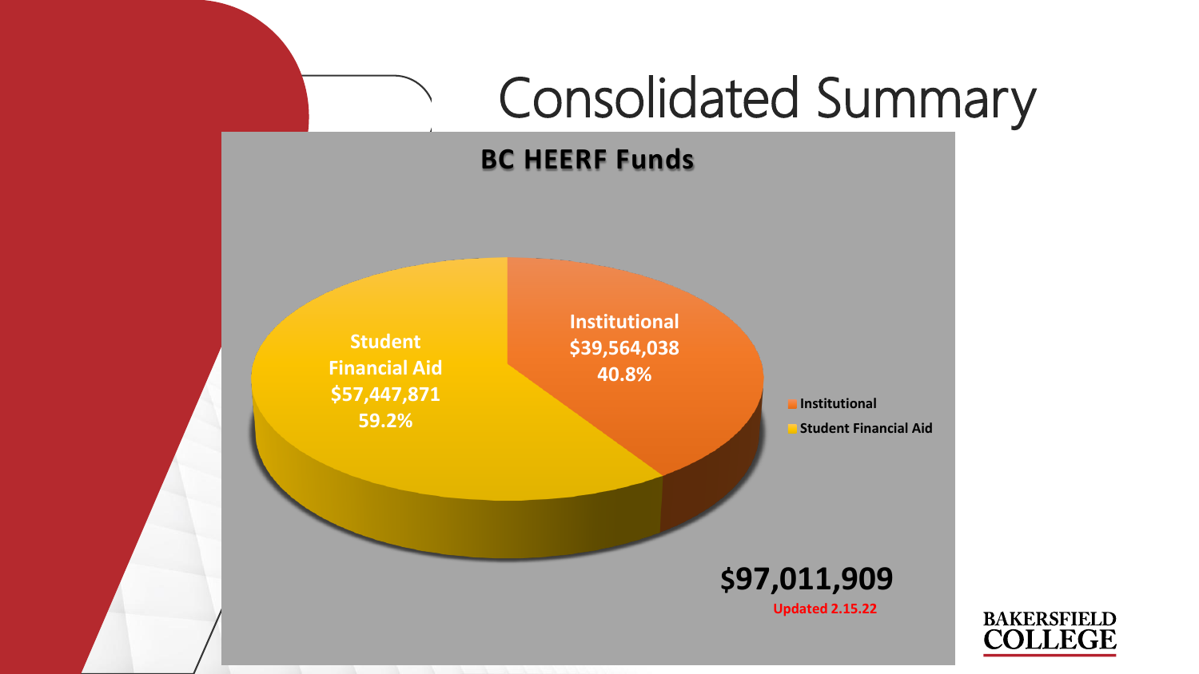# Consolidated Summary

**BC HEERF Funds**

| Category | Amount | Percentage |
|---|---|---|
| Institutional | $39,564,038 | 40.8% |
| Student Financial Aid | $57,447,871 | 59.2% |

**$97,011,909**

Updated 2.15.22

BAKERSFIELD COLLEGE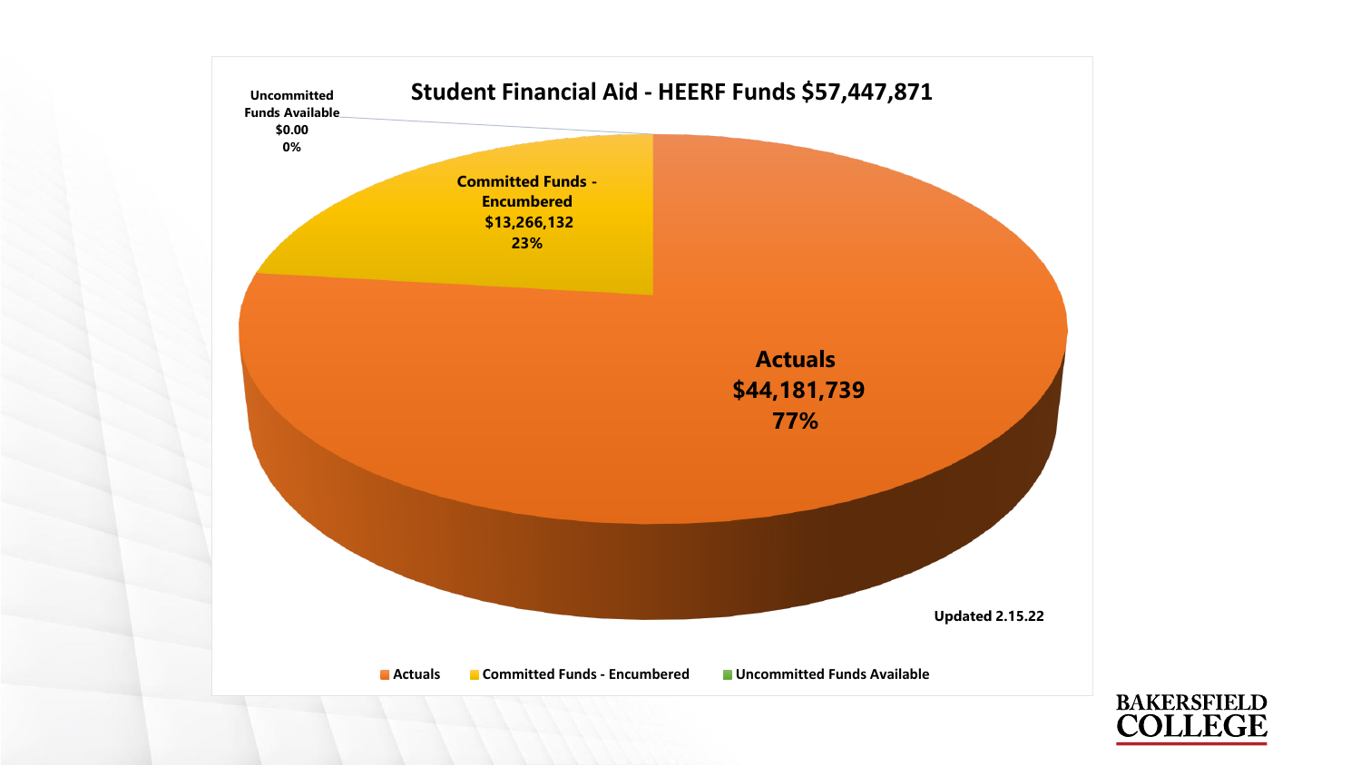## Student Financial Aid - HEERF Funds $57,447,871

**Uncommitted Funds Available**
**$0.00**
**0%**

**Committed Funds - Encumbered**
**$13,266,132**
**23%**

**Actuals**
**$44,181,739**
**77%**

Updated 2.15.22

- Actuals
- Committed Funds - Encumbered
- Uncommitted Funds Available

BAKERSFIELD COLLEGE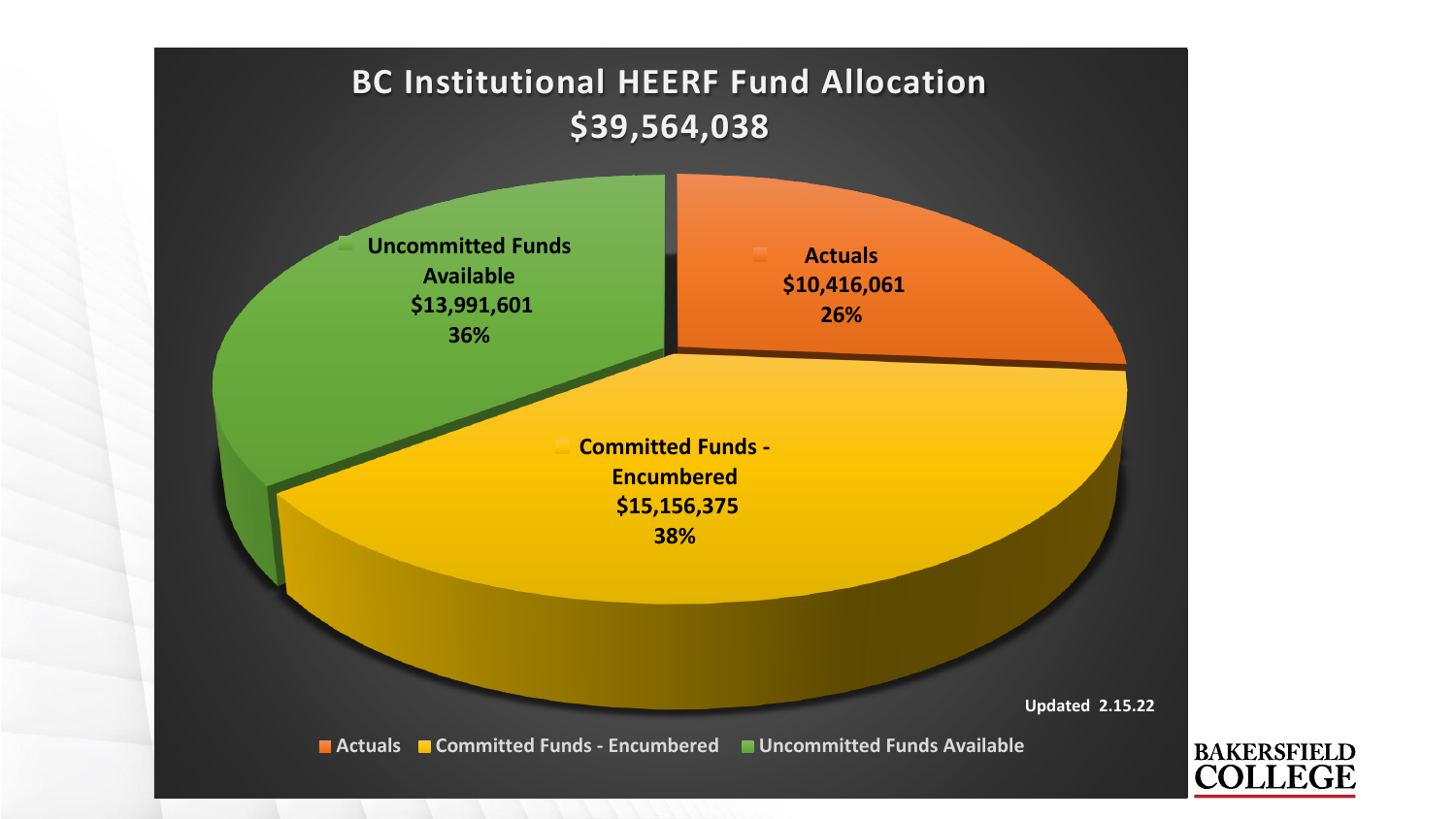# BC Institutional HEERF Fund Allocation
## $39,564,038

| Category | Amount | Percentage |
| --- | --- | --- |
| Actuals | $10,416,061 | 26% |
| Committed Funds - Encumbered | $15,156,375 | 38% |
| Uncommitted Funds Available | $13,991,601 | 36% |

Updated 2.15.22

BAKERSFIELD COLLEGE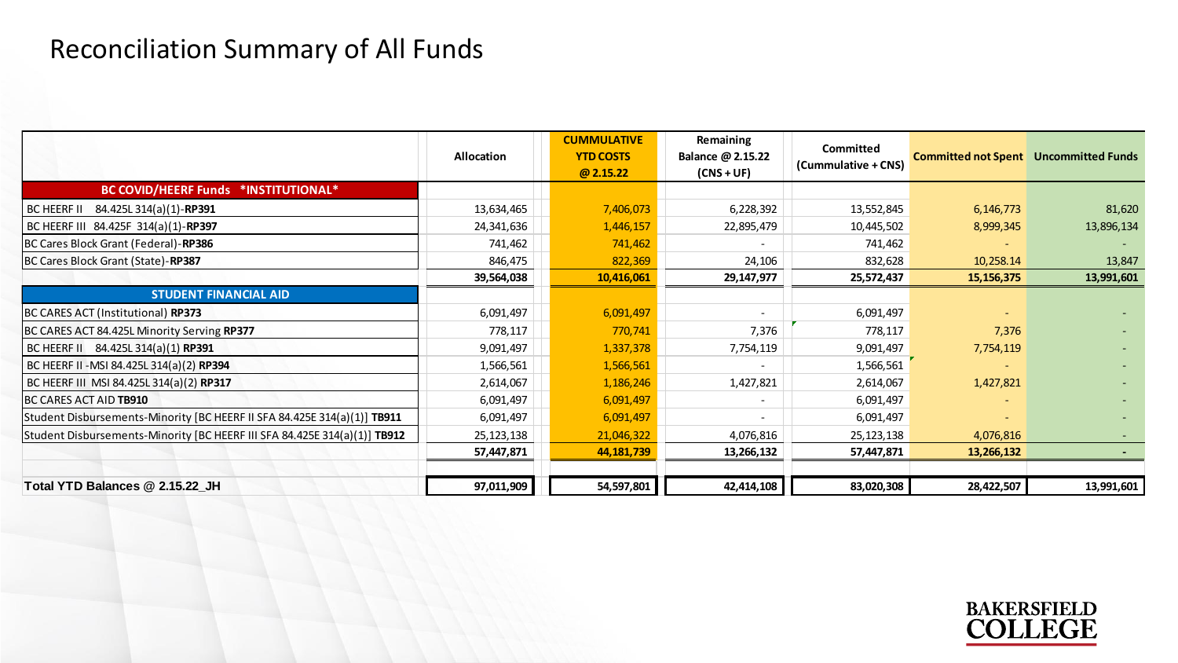# Reconciliation Summary of All Funds

| | Allocation | CUMMULATIVE YTD COSTS @ 2.15.22 | Remaining Balance @ 2.15.22 (CNS + UF) | Committed (Cummulative + CNS) | Committed not Spent | Uncommitted Funds |
|---|---|---|---|---|---|---|
| **BC COVID/HEERF Funds *INSTITUTIONAL*** | | | | | | |
| BC HEERF II 84.425L 314(a)(1)-**RP391** | 13,634,465 | 7,406,073 | 6,228,392 | 13,552,845 | 6,146,773 | 81,620 |
| BC HEERF III 84.425F 314(a)(1)-**RP397** | 24,341,636 | 1,446,157 | 22,895,479 | 10,445,502 | 8,999,345 | 13,896,134 |
| BC Cares Block Grant (Federal)-**RP386** | 741,462 | 741,462 | - | 741,462 | - | - |
| BC Cares Block Grant (State)-**RP387** | 846,475 | 822,369 | 24,106 | 832,628 | 10,258.14 | 13,847 |
| | **39,564,038** | **10,416,061** | **29,147,977** | **25,572,437** | **15,156,375** | **13,991,601** |
| **STUDENT FINANCIAL AID** | | | | | | |
| BC CARES ACT (Institutional) **RP373** | 6,091,497 | 6,091,497 | - | 6,091,497 | - | - |
| BC CARES ACT 84.425L Minority Serving **RP377** | 778,117 | 770,741 | 7,376 | 778,117 | 7,376 | - |
| BC HEERF II 84.425L 314(a)(1) **RP391** | 9,091,497 | 1,337,378 | 7,754,119 | 9,091,497 | 7,754,119 | - |
| BC HEERF II -MSI 84.425L 314(a)(2) **RP394** | 1,566,561 | 1,566,561 | - | 1,566,561 | - | - |
| BC HEERF III MSI 84.425L 314(a)(2) **RP317** | 2,614,067 | 1,186,246 | 1,427,821 | 2,614,067 | 1,427,821 | - |
| BC CARES ACT AID **TB910** | 6,091,497 | 6,091,497 | - | 6,091,497 | - | - |
| Student Disbursements-Minority [BC HEERF II SFA 84.425E 314(a)(1)] **TB911** | 6,091,497 | 6,091,497 | - | 6,091,497 | - | - |
| Student Disbursements-Minority [BC HEERF III SFA 84.425E 314(a)(1)] **TB912** | 25,123,138 | 21,046,322 | 4,076,816 | 25,123,138 | 4,076,816 | - |
| | **57,447,871** | **44,181,739** | **13,266,132** | **57,447,871** | **13,266,132** | **-** |
| **Total YTD Balances @ 2.15.22_JH** | **97,011,909** | **54,597,801** | **42,414,108** | **83,020,308** | **28,422,507** | **13,991,601** |